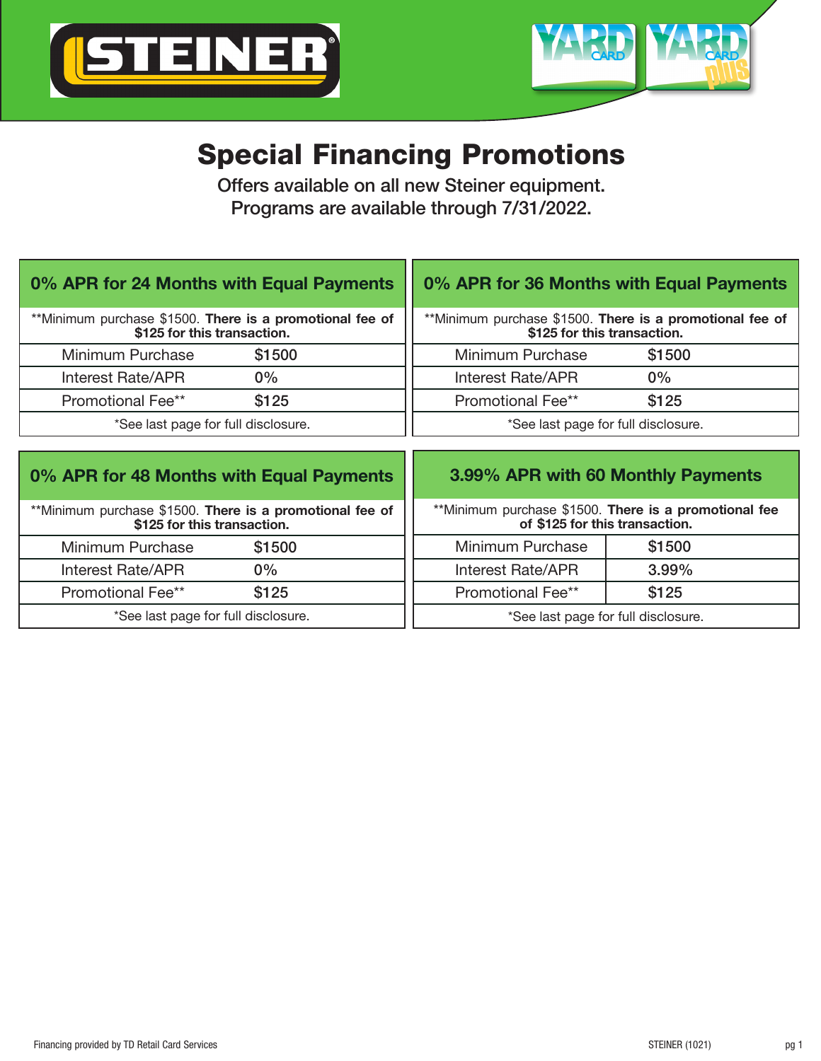STEINER®

YARD CARD | YARD CARD plus

# Special Financing Promotions

Offers available on all new Steiner equipment.
Programs are available through 7/31/2022.

## 0% APR for 24 Months with Equal Payments

**Minimum purchase $1500. **There is a promotional fee of $125 for this transaction.**

| | |
|---|---|
| Minimum Purchase | $1500 |
| Interest Rate/APR | 0% |
| Promotional Fee** | $125 |

*See last page for full disclosure.

## 0% APR for 36 Months with Equal Payments

**Minimum purchase $1500. **There is a promotional fee of $125 for this transaction.**

| | |
|---|---|
| Minimum Purchase | $1500 |
| Interest Rate/APR | 0% |
| Promotional Fee** | $125 |

*See last page for full disclosure.

## 0% APR for 48 Months with Equal Payments

**Minimum purchase $1500. **There is a promotional fee of $125 for this transaction.**

| | |
|---|---|
| Minimum Purchase | $1500 |
| Interest Rate/APR | 0% |
| Promotional Fee** | $125 |

*See last page for full disclosure.

## 3.99% APR with 60 Monthly Payments

**Minimum purchase $1500. **There is a promotional fee of $125 for this transaction.**

| | |
|---|---|
| Minimum Purchase | $1500 |
| Interest Rate/APR | 3.99% |
| Promotional Fee** | $125 |

*See last page for full disclosure.

Financing provided by TD Retail Card Services

STEINER (1021)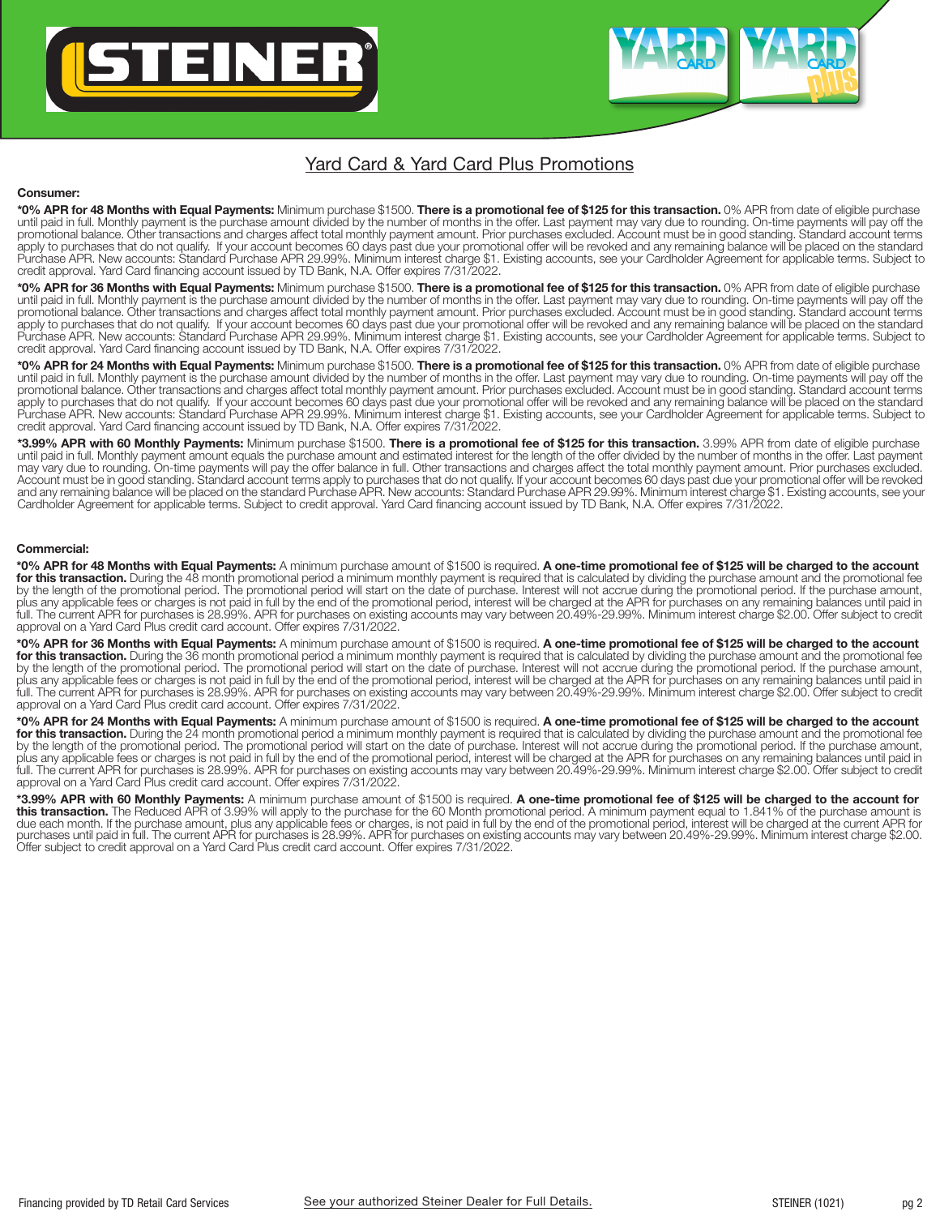# Yard Card & Yard Card Plus Promotions

**Consumer:**

***0% APR for 48 Months with Equal Payments:** Minimum purchase $1500. **There is a promotional fee of $125 for this transaction.** 0% APR from date of eligible purchase until paid in full. Monthly payment is the purchase amount divided by the number of months in the offer. Last payment may vary due to rounding. On-time payments will pay off the promotional balance. Other transactions and charges affect total monthly payment amount. Prior purchases excluded. Account must be in good standing. Standard account terms apply to purchases that do not qualify. If your account becomes 60 days past due your promotional offer will be revoked and any remaining balance will be placed on the standard Purchase APR. New accounts: Standard Purchase APR 29.99%. Minimum interest charge $1. Existing accounts, see your Cardholder Agreement for applicable terms. Subject to credit approval. Yard Card financing account issued by TD Bank, N.A. Offer expires 7/31/2022.

***0% APR for 36 Months with Equal Payments:** Minimum purchase $1500. **There is a promotional fee of $125 for this transaction.** 0% APR from date of eligible purchase until paid in full. Monthly payment is the purchase amount divided by the number of months in the offer. Last payment may vary due to rounding. On-time payments will pay off the promotional balance. Other transactions and charges affect total monthly payment amount. Prior purchases excluded. Account must be in good standing. Standard account terms apply to purchases that do not qualify. If your account becomes 60 days past due your promotional offer will be revoked and any remaining balance will be placed on the standard Purchase APR. New accounts: Standard Purchase APR 29.99%. Minimum interest charge $1. Existing accounts, see your Cardholder Agreement for applicable terms. Subject to credit approval. Yard Card financing account issued by TD Bank, N.A. Offer expires 7/31/2022.

***0% APR for 24 Months with Equal Payments:** Minimum purchase $1500. **There is a promotional fee of $125 for this transaction.** 0% APR from date of eligible purchase until paid in full. Monthly payment is the purchase amount divided by the number of months in the offer. Last payment may vary due to rounding. On-time payments will pay off the promotional balance. Other transactions and charges affect total monthly payment amount. Prior purchases excluded. Account must be in good standing. Standard account terms apply to purchases that do not qualify. If your account becomes 60 days past due your promotional offer will be revoked and any remaining balance will be placed on the standard Purchase APR. New accounts: Standard Purchase APR 29.99%. Minimum interest charge $1. Existing accounts, see your Cardholder Agreement for applicable terms. Subject to credit approval. Yard Card financing account issued by TD Bank, N.A. Offer expires 7/31/2022.

***3.99% APR with 60 Monthly Payments:** Minimum purchase $1500. **There is a promotional fee of $125 for this transaction.** 3.99% APR from date of eligible purchase until paid in full. Monthly payment amount equals the purchase amount and estimated interest for the length of the offer divided by the number of months in the offer. Last payment may vary due to rounding. On-time payments will pay the offer balance in full. Other transactions and charges affect the total monthly payment amount. Prior purchases excluded. Account must be in good standing. Standard account terms apply to purchases that do not qualify. If your account becomes 60 days past due your promotional offer will be revoked and any remaining balance will be placed on the standard Purchase APR. New accounts: Standard Purchase APR 29.99%. Minimum interest charge $1. Existing accounts, see your Cardholder Agreement for applicable terms. Subject to credit approval. Yard Card financing account issued by TD Bank, N.A. Offer expires 7/31/2022.

**Commercial:**

***0% APR for 48 Months with Equal Payments:** A minimum purchase amount of $1500 is required. **A one-time promotional fee of $125 will be charged to the account for this transaction.** During the 48 month promotional period a minimum monthly payment is required that is calculated by dividing the purchase amount and the promotional fee by the length of the promotional period. The promotional period will start on the date of purchase. Interest will not accrue during the promotional period. If the purchase amount, plus any applicable fees or charges is not paid in full by the end of the promotional period, interest will be charged at the APR for purchases on any remaining balances until paid in full. The current APR for purchases is 28.99%. APR for purchases on existing accounts may vary between 20.49%-29.99%. Minimum interest charge $2.00. Offer subject to credit approval on a Yard Card Plus credit card account. Offer expires 7/31/2022.

***0% APR for 36 Months with Equal Payments:** A minimum purchase amount of $1500 is required. **A one-time promotional fee of $125 will be charged to the account for this transaction.** During the 36 month promotional period a minimum monthly payment is required that is calculated by dividing the purchase amount and the promotional fee by the length of the promotional period. The promotional period will start on the date of purchase. Interest will not accrue during the promotional period. If the purchase amount, plus any applicable fees or charges is not paid in full by the end of the promotional period, interest will be charged at the APR for purchases on any remaining balances until paid in full. The current APR for purchases is 28.99%. APR for purchases on existing accounts may vary between 20.49%-29.99%. Minimum interest charge $2.00. Offer subject to credit approval on a Yard Card Plus credit card account. Offer expires 7/31/2022.

***0% APR for 24 Months with Equal Payments:** A minimum purchase amount of $1500 is required. **A one-time promotional fee of $125 will be charged to the account for this transaction.** During the 24 month promotional period a minimum monthly payment is required that is calculated by dividing the purchase amount and the promotional fee by the length of the promotional period. The promotional period will start on the date of purchase. Interest will not accrue during the promotional period. If the purchase amount, plus any applicable fees or charges is not paid in full by the end of the promotional period, interest will be charged at the APR for purchases on any remaining balances until paid in full. The current APR for purchases is 28.99%. APR for purchases on existing accounts may vary between 20.49%-29.99%. Minimum interest charge $2.00. Offer subject to credit approval on a Yard Card Plus credit card account. Offer expires 7/31/2022.

***3.99% APR with 60 Monthly Payments:** A minimum purchase amount of $1500 is required. **A one-time promotional fee of $125 will be charged to the account for this transaction.** The Reduced APR of 3.99% will apply to the purchase for the 60 Month promotional period. A minimum payment equal to 1.841% of the purchase amount is due each month. If the purchase amount, plus any applicable fees or charges, is not paid in full by the end of the promotional period, interest will be charged at the current APR for purchases until paid in full. The current APR for purchases is 28.99%. APR for purchases on existing accounts may vary between 20.49%-29.99%. Minimum interest charge $2.00. Offer subject to credit approval on a Yard Card Plus credit card account. Offer expires 7/31/2022.

Financing provided by TD Retail Card Services

See your authorized Steiner Dealer for Full Details.

STEINER (1021)